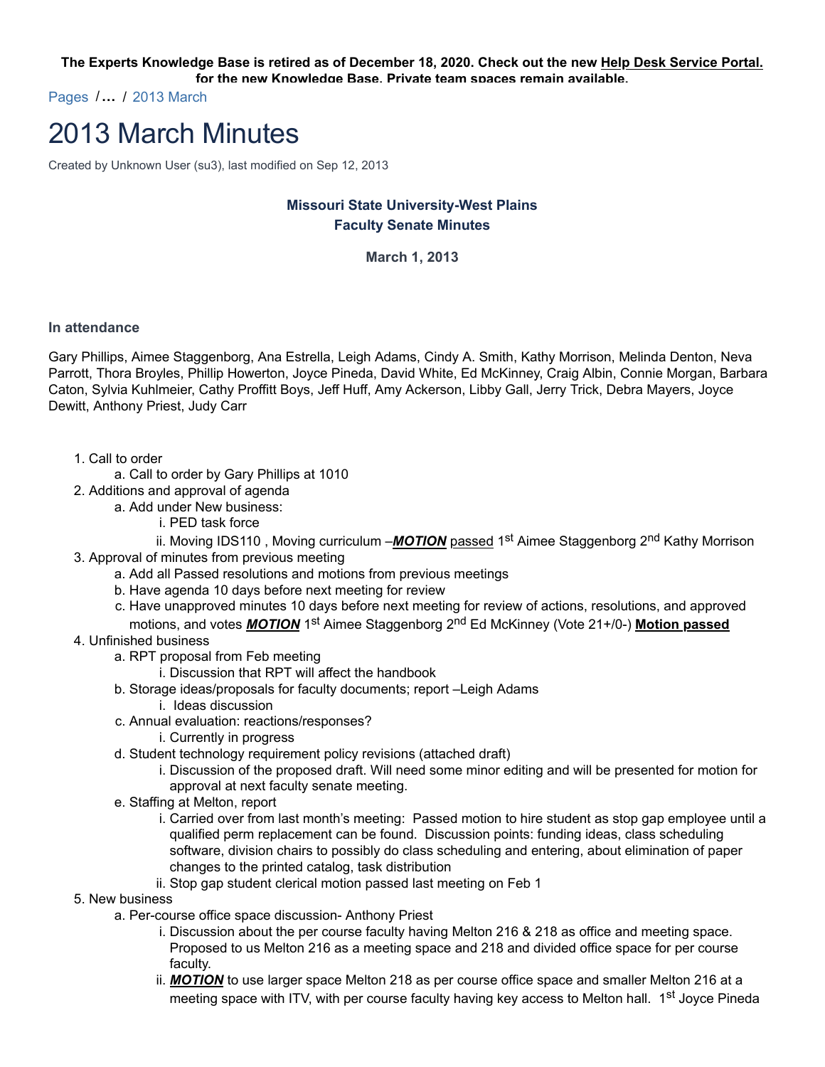**The Experts Knowledge Base is retired as of December 18, 2020. Check out the new Help Desk Service Portal. for the new Knowledge Base. Private team spaces remain available.**

Pages / ... / 2013 March

# 2013 March Minutes

Created by Unknown User (su3), last modified on Sep 12, 2013

**Missouri State University-West Plains**
**Faculty Senate Minutes**

**March 1, 2013**

### In attendance

Gary Phillips, Aimee Staggenborg, Ana Estrella, Leigh Adams, Cindy A. Smith, Kathy Morrison, Melinda Denton, Neva Parrott, Thora Broyles, Phillip Howerton, Joyce Pineda, David White, Ed McKinney, Craig Albin, Connie Morgan, Barbara Caton, Sylvia Kuhlmeier, Cathy Proffitt Boys, Jeff Huff, Amy Ackerson, Libby Gall, Jerry Trick, Debra Mayers, Joyce Dewitt, Anthony Priest, Judy Carr

1. Call to order
   a. Call to order by Gary Phillips at 1010
2. Additions and approval of agenda
   a. Add under New business:
      i. PED task force
      ii. Moving IDS110 , Moving curriculum –***MOTION*** passed 1st Aimee Staggenborg 2nd Kathy Morrison
3. Approval of minutes from previous meeting
   a. Add all Passed resolutions and motions from previous meetings
   b. Have agenda 10 days before next meeting for review
   c. Have unapproved minutes 10 days before next meeting for review of actions, resolutions, and approved motions, and votes ***MOTION*** 1st Aimee Staggenborg 2nd Ed McKinney (Vote 21+/0-) **Motion passed**
4. Unfinished business
   a. RPT proposal from Feb meeting
      i. Discussion that RPT will affect the handbook
   b. Storage ideas/proposals for faculty documents; report –Leigh Adams
      i. Ideas discussion
   c. Annual evaluation: reactions/responses?
      i. Currently in progress
   d. Student technology requirement policy revisions (attached draft)
      i. Discussion of the proposed draft. Will need some minor editing and will be presented for motion for approval at next faculty senate meeting.
   e. Staffing at Melton, report
      i. Carried over from last month's meeting: Passed motion to hire student as stop gap employee until a qualified perm replacement can be found. Discussion points: funding ideas, class scheduling software, division chairs to possibly do class scheduling and entering, about elimination of paper changes to the printed catalog, task distribution
      ii. Stop gap student clerical motion passed last meeting on Feb 1
5. New business
   a. Per-course office space discussion- Anthony Priest
      i. Discussion about the per course faculty having Melton 216 & 218 as office and meeting space. Proposed to us Melton 216 as a meeting space and 218 and divided office space for per course faculty.
      ii. ***MOTION*** to use larger space Melton 218 as per course office space and smaller Melton 216 at a meeting space with ITV, with per course faculty having key access to Melton hall. 1st Joyce Pineda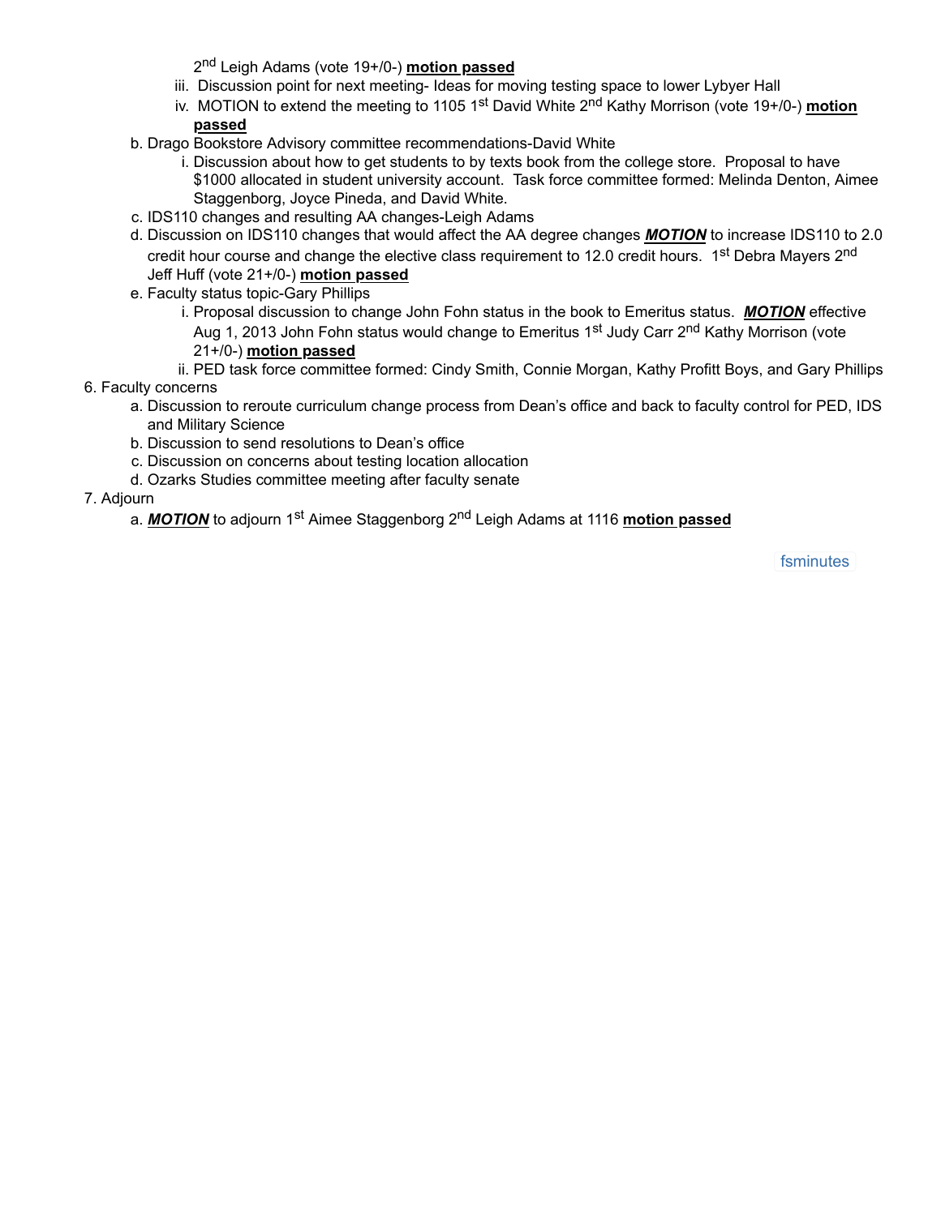2[nd] Leigh Adams (vote 19+/0-) **motion passed**

   iii. Discussion point for next meeting- Ideas for moving testing space to lower Lybyer Hall
   iv. MOTION to extend the meeting to 1105 1[st] David White 2[nd] Kathy Morrison (vote 19+/0-) **motion passed**

b. Drago Bookstore Advisory committee recommendations-David White
   i. Discussion about how to get students to by texts book from the college store. Proposal to have $1000 allocated in student university account. Task force committee formed: Melinda Denton, Aimee Staggenborg, Joyce Pineda, and David White.

c. IDS110 changes and resulting AA changes-Leigh Adams

d. Discussion on IDS110 changes that would affect the AA degree changes ***MOTION*** to increase IDS110 to 2.0 credit hour course and change the elective class requirement to 12.0 credit hours. 1[st] Debra Mayers 2[nd] Jeff Huff (vote 21+/0-) **motion passed**

e. Faculty status topic-Gary Phillips
   i. Proposal discussion to change John Fohn status in the book to Emeritus status. ***MOTION*** effective Aug 1, 2013 John Fohn status would change to Emeritus 1[st] Judy Carr 2[nd] Kathy Morrison (vote 21+/0-) **motion passed**
   ii. PED task force committee formed: Cindy Smith, Connie Morgan, Kathy Profitt Boys, and Gary Phillips

6. Faculty concerns
   a. Discussion to reroute curriculum change process from Dean's office and back to faculty control for PED, IDS and Military Science
   b. Discussion to send resolutions to Dean's office
   c. Discussion on concerns about testing location allocation
   d. Ozarks Studies committee meeting after faculty senate

7. Adjourn
   a. ***MOTION*** to adjourn 1[st] Aimee Staggenborg 2[nd] Leigh Adams at 1116 **motion passed**

fsminutes